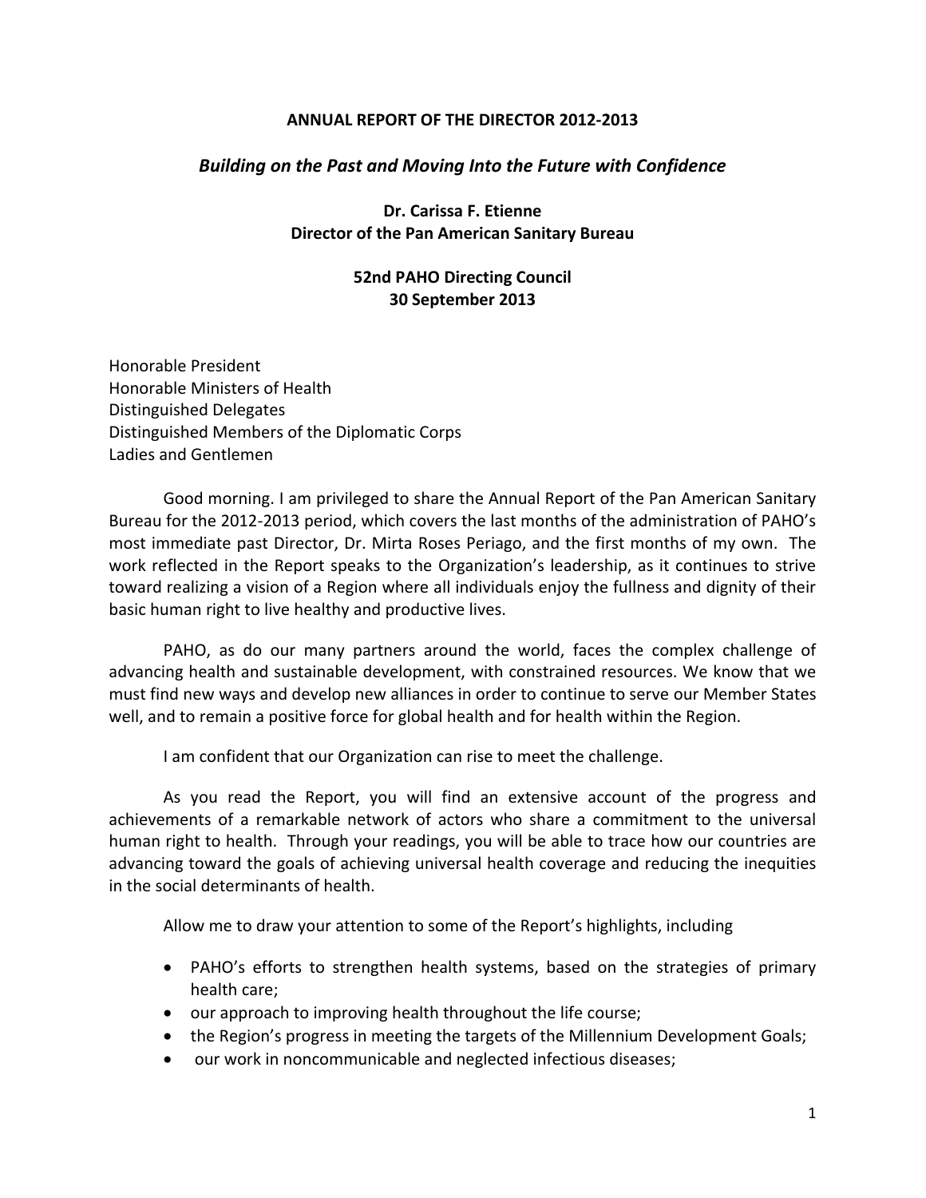# ANNUAL REPORT OF THE DIRECTOR 2012-2013

## *Building on the Past and Moving Into the Future with Confidence*

**Dr. Carissa F. Etienne**
**Director of the Pan American Sanitary Bureau**

**52nd PAHO Directing Council**
**30 September 2013**

Honorable President
Honorable Ministers of Health
Distinguished Delegates
Distinguished Members of the Diplomatic Corps
Ladies and Gentlemen

Good morning. I am privileged to share the Annual Report of the Pan American Sanitary Bureau for the 2012-2013 period, which covers the last months of the administration of PAHO's most immediate past Director, Dr. Mirta Roses Periago, and the first months of my own. The work reflected in the Report speaks to the Organization's leadership, as it continues to strive toward realizing a vision of a Region where all individuals enjoy the fullness and dignity of their basic human right to live healthy and productive lives.

PAHO, as do our many partners around the world, faces the complex challenge of advancing health and sustainable development, with constrained resources. We know that we must find new ways and develop new alliances in order to continue to serve our Member States well, and to remain a positive force for global health and for health within the Region.

I am confident that our Organization can rise to meet the challenge.

As you read the Report, you will find an extensive account of the progress and achievements of a remarkable network of actors who share a commitment to the universal human right to health. Through your readings, you will be able to trace how our countries are advancing toward the goals of achieving universal health coverage and reducing the inequities in the social determinants of health.

Allow me to draw your attention to some of the Report's highlights, including

- PAHO's efforts to strengthen health systems, based on the strategies of primary health care;
- our approach to improving health throughout the life course;
- the Region's progress in meeting the targets of the Millennium Development Goals;
- our work in noncommunicable and neglected infectious diseases;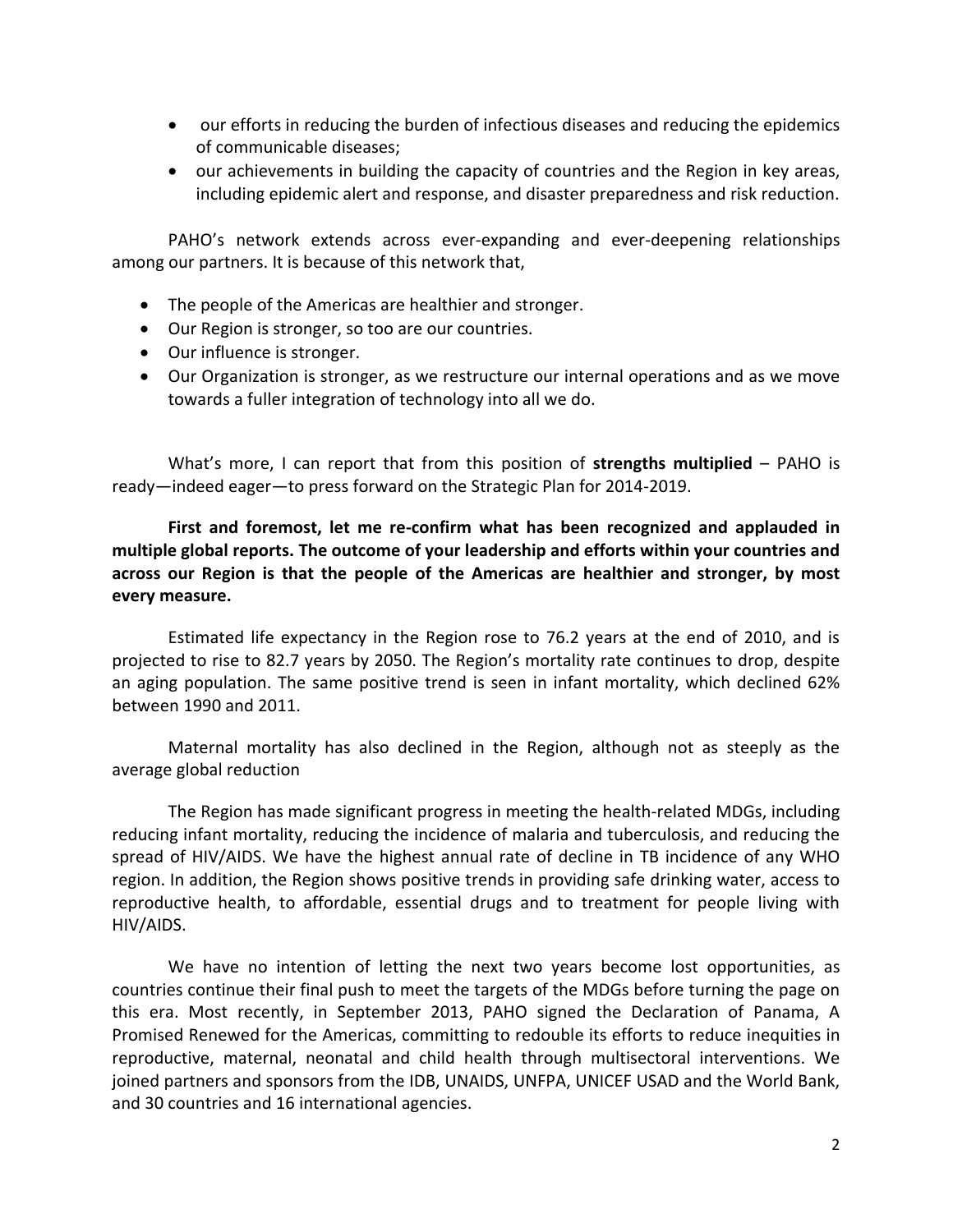- our efforts in reducing the burden of infectious diseases and reducing the epidemics of communicable diseases;
- our achievements in building the capacity of countries and the Region in key areas, including epidemic alert and response, and disaster preparedness and risk reduction.

PAHO's network extends across ever-expanding and ever-deepening relationships among our partners. It is because of this network that,

- The people of the Americas are healthier and stronger.
- Our Region is stronger, so too are our countries.
- Our influence is stronger.
- Our Organization is stronger, as we restructure our internal operations and as we move towards a fuller integration of technology into all we do.

What's more, I can report that from this position of **strengths multiplied** – PAHO is ready—indeed eager—to press forward on the Strategic Plan for 2014-2019.

**First and foremost, let me re-confirm what has been recognized and applauded in multiple global reports. The outcome of your leadership and efforts within your countries and across our Region is that the people of the Americas are healthier and stronger, by most every measure.**

Estimated life expectancy in the Region rose to 76.2 years at the end of 2010, and is projected to rise to 82.7 years by 2050. The Region's mortality rate continues to drop, despite an aging population. The same positive trend is seen in infant mortality, which declined 62% between 1990 and 2011.

Maternal mortality has also declined in the Region, although not as steeply as the average global reduction

The Region has made significant progress in meeting the health-related MDGs, including reducing infant mortality, reducing the incidence of malaria and tuberculosis, and reducing the spread of HIV/AIDS. We have the highest annual rate of decline in TB incidence of any WHO region. In addition, the Region shows positive trends in providing safe drinking water, access to reproductive health, to affordable, essential drugs and to treatment for people living with HIV/AIDS.

We have no intention of letting the next two years become lost opportunities, as countries continue their final push to meet the targets of the MDGs before turning the page on this era. Most recently, in September 2013, PAHO signed the Declaration of Panama, A Promised Renewed for the Americas, committing to redouble its efforts to reduce inequities in reproductive, maternal, neonatal and child health through multisectoral interventions. We joined partners and sponsors from the IDB, UNAIDS, UNFPA, UNICEF USAD and the World Bank, and 30 countries and 16 international agencies.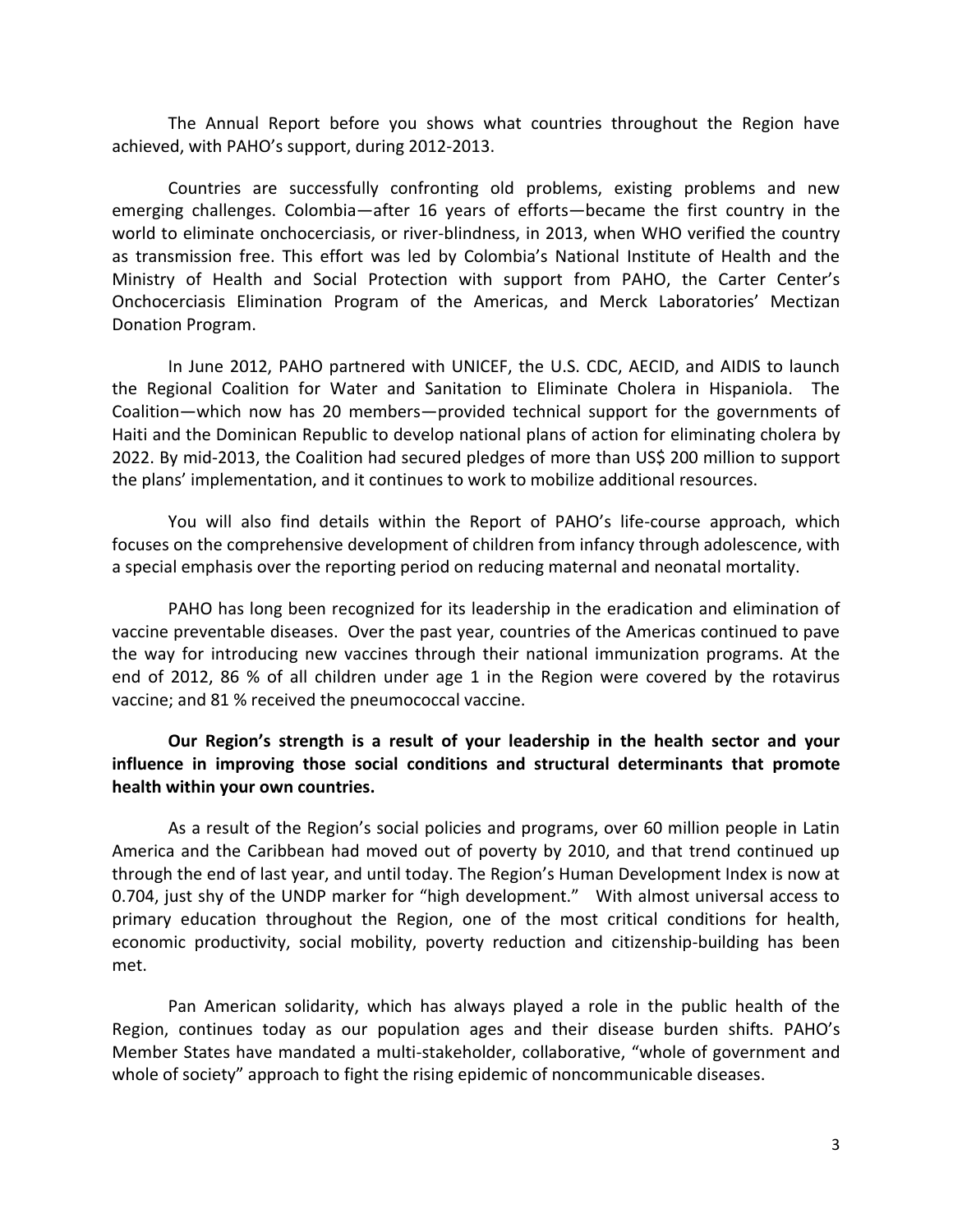The Annual Report before you shows what countries throughout the Region have achieved, with PAHO's support, during 2012-2013.

Countries are successfully confronting old problems, existing problems and new emerging challenges. Colombia—after 16 years of efforts—became the first country in the world to eliminate onchocerciasis, or river-blindness, in 2013, when WHO verified the country as transmission free. This effort was led by Colombia's National Institute of Health and the Ministry of Health and Social Protection with support from PAHO, the Carter Center's Onchocerciasis Elimination Program of the Americas, and Merck Laboratories' Mectizan Donation Program.

In June 2012, PAHO partnered with UNICEF, the U.S. CDC, AECID, and AIDIS to launch the Regional Coalition for Water and Sanitation to Eliminate Cholera in Hispaniola. The Coalition—which now has 20 members—provided technical support for the governments of Haiti and the Dominican Republic to develop national plans of action for eliminating cholera by 2022. By mid-2013, the Coalition had secured pledges of more than US$ 200 million to support the plans' implementation, and it continues to work to mobilize additional resources.

You will also find details within the Report of PAHO's life-course approach, which focuses on the comprehensive development of children from infancy through adolescence, with a special emphasis over the reporting period on reducing maternal and neonatal mortality.

PAHO has long been recognized for its leadership in the eradication and elimination of vaccine preventable diseases. Over the past year, countries of the Americas continued to pave the way for introducing new vaccines through their national immunization programs. At the end of 2012, 86 % of all children under age 1 in the Region were covered by the rotavirus vaccine; and 81 % received the pneumococcal vaccine.

**Our Region's strength is a result of your leadership in the health sector and your influence in improving those social conditions and structural determinants that promote health within your own countries.**

As a result of the Region's social policies and programs, over 60 million people in Latin America and the Caribbean had moved out of poverty by 2010, and that trend continued up through the end of last year, and until today. The Region's Human Development Index is now at 0.704, just shy of the UNDP marker for "high development." With almost universal access to primary education throughout the Region, one of the most critical conditions for health, economic productivity, social mobility, poverty reduction and citizenship-building has been met.

Pan American solidarity, which has always played a role in the public health of the Region, continues today as our population ages and their disease burden shifts. PAHO's Member States have mandated a multi-stakeholder, collaborative, "whole of government and whole of society" approach to fight the rising epidemic of noncommunicable diseases.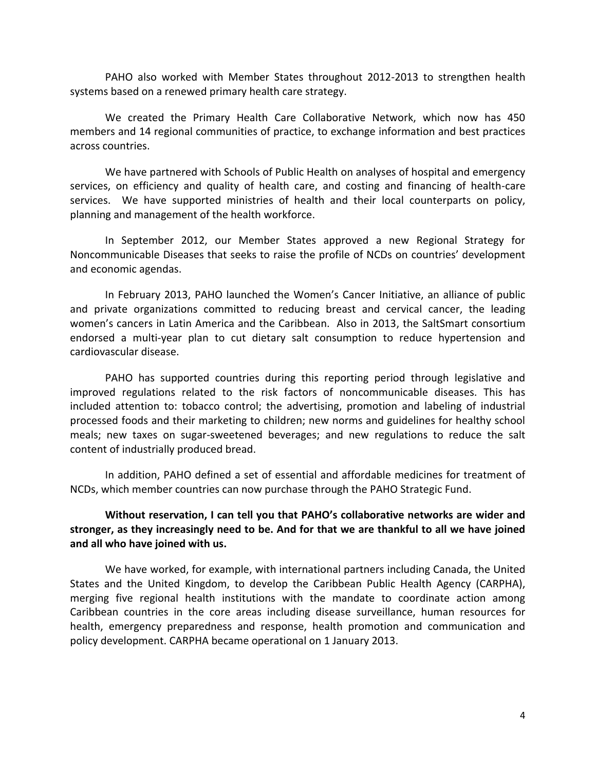PAHO also worked with Member States throughout 2012-2013 to strengthen health systems based on a renewed primary health care strategy.

We created the Primary Health Care Collaborative Network, which now has 450 members and 14 regional communities of practice, to exchange information and best practices across countries.

We have partnered with Schools of Public Health on analyses of hospital and emergency services, on efficiency and quality of health care, and costing and financing of health-care services. We have supported ministries of health and their local counterparts on policy, planning and management of the health workforce.

In September 2012, our Member States approved a new Regional Strategy for Noncommunicable Diseases that seeks to raise the profile of NCDs on countries' development and economic agendas.

In February 2013, PAHO launched the Women's Cancer Initiative, an alliance of public and private organizations committed to reducing breast and cervical cancer, the leading women's cancers in Latin America and the Caribbean. Also in 2013, the SaltSmart consortium endorsed a multi-year plan to cut dietary salt consumption to reduce hypertension and cardiovascular disease.

PAHO has supported countries during this reporting period through legislative and improved regulations related to the risk factors of noncommunicable diseases. This has included attention to: tobacco control; the advertising, promotion and labeling of industrial processed foods and their marketing to children; new norms and guidelines for healthy school meals; new taxes on sugar-sweetened beverages; and new regulations to reduce the salt content of industrially produced bread.

In addition, PAHO defined a set of essential and affordable medicines for treatment of NCDs, which member countries can now purchase through the PAHO Strategic Fund.

**Without reservation, I can tell you that PAHO's collaborative networks are wider and stronger, as they increasingly need to be. And for that we are thankful to all we have joined and all who have joined with us.**

We have worked, for example, with international partners including Canada, the United States and the United Kingdom, to develop the Caribbean Public Health Agency (CARPHA), merging five regional health institutions with the mandate to coordinate action among Caribbean countries in the core areas including disease surveillance, human resources for health, emergency preparedness and response, health promotion and communication and policy development. CARPHA became operational on 1 January 2013.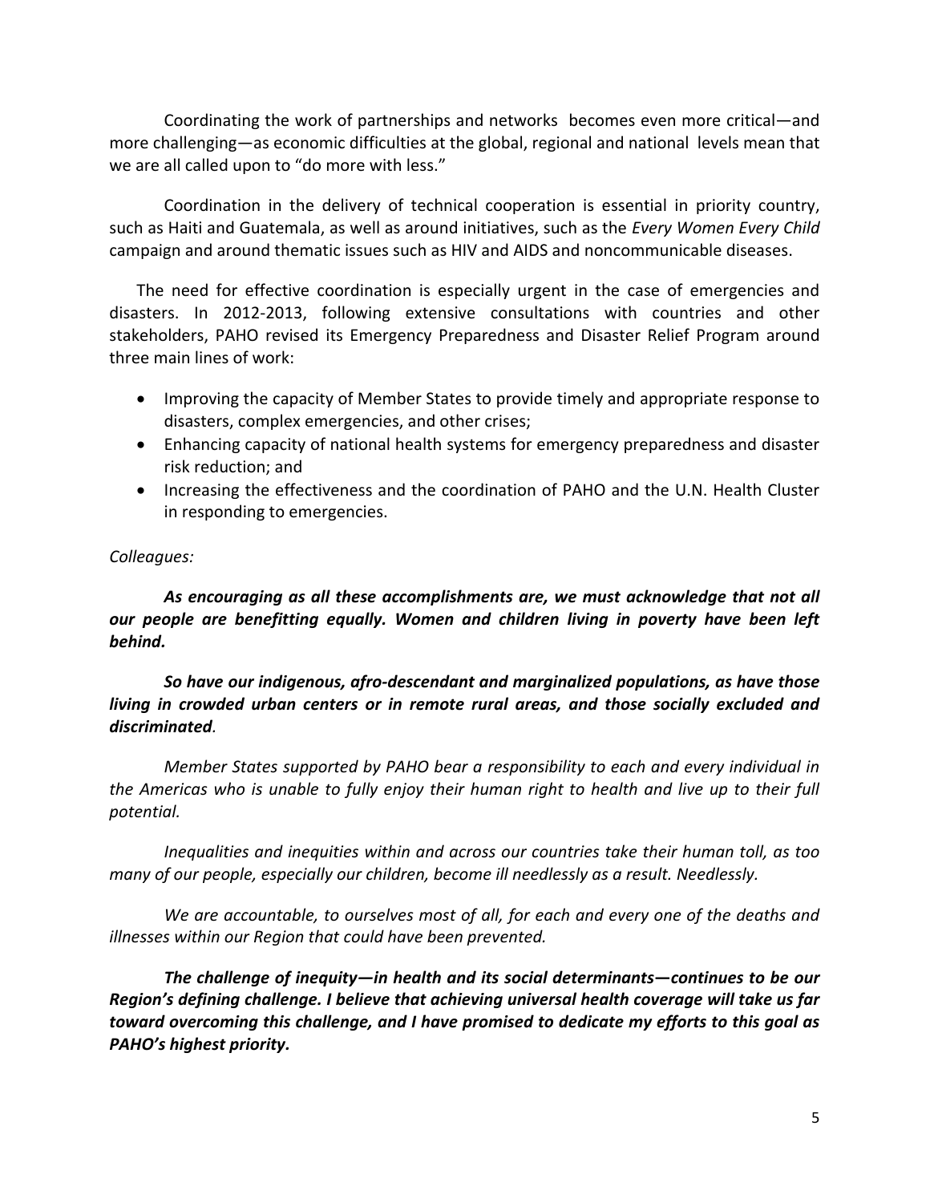Coordinating the work of partnerships and networks becomes even more critical—and more challenging—as economic difficulties at the global, regional and national levels mean that we are all called upon to "do more with less."

Coordination in the delivery of technical cooperation is essential in priority country, such as Haiti and Guatemala, as well as around initiatives, such as the *Every Women Every Child* campaign and around thematic issues such as HIV and AIDS and noncommunicable diseases.

The need for effective coordination is especially urgent in the case of emergencies and disasters. In 2012-2013, following extensive consultations with countries and other stakeholders, PAHO revised its Emergency Preparedness and Disaster Relief Program around three main lines of work:

- Improving the capacity of Member States to provide timely and appropriate response to disasters, complex emergencies, and other crises;
- Enhancing capacity of national health systems for emergency preparedness and disaster risk reduction; and
- Increasing the effectiveness and the coordination of PAHO and the U.N. Health Cluster in responding to emergencies.

*Colleagues:*

***As encouraging as all these accomplishments are, we must acknowledge that not all our people are benefitting equally. Women and children living in poverty have been left behind.***

***So have our indigenous, afro-descendant and marginalized populations, as have those living in crowded urban centers or in remote rural areas, and those socially excluded and discriminated.***

*Member States supported by PAHO bear a responsibility to each and every individual in the Americas who is unable to fully enjoy their human right to health and live up to their full potential.*

*Inequalities and inequities within and across our countries take their human toll, as too many of our people, especially our children, become ill needlessly as a result. Needlessly.*

*We are accountable, to ourselves most of all, for each and every one of the deaths and illnesses within our Region that could have been prevented.*

***The challenge of inequity—in health and its social determinants—continues to be our Region's defining challenge. I believe that achieving universal health coverage will take us far toward overcoming this challenge, and I have promised to dedicate my efforts to this goal as PAHO's highest priority.***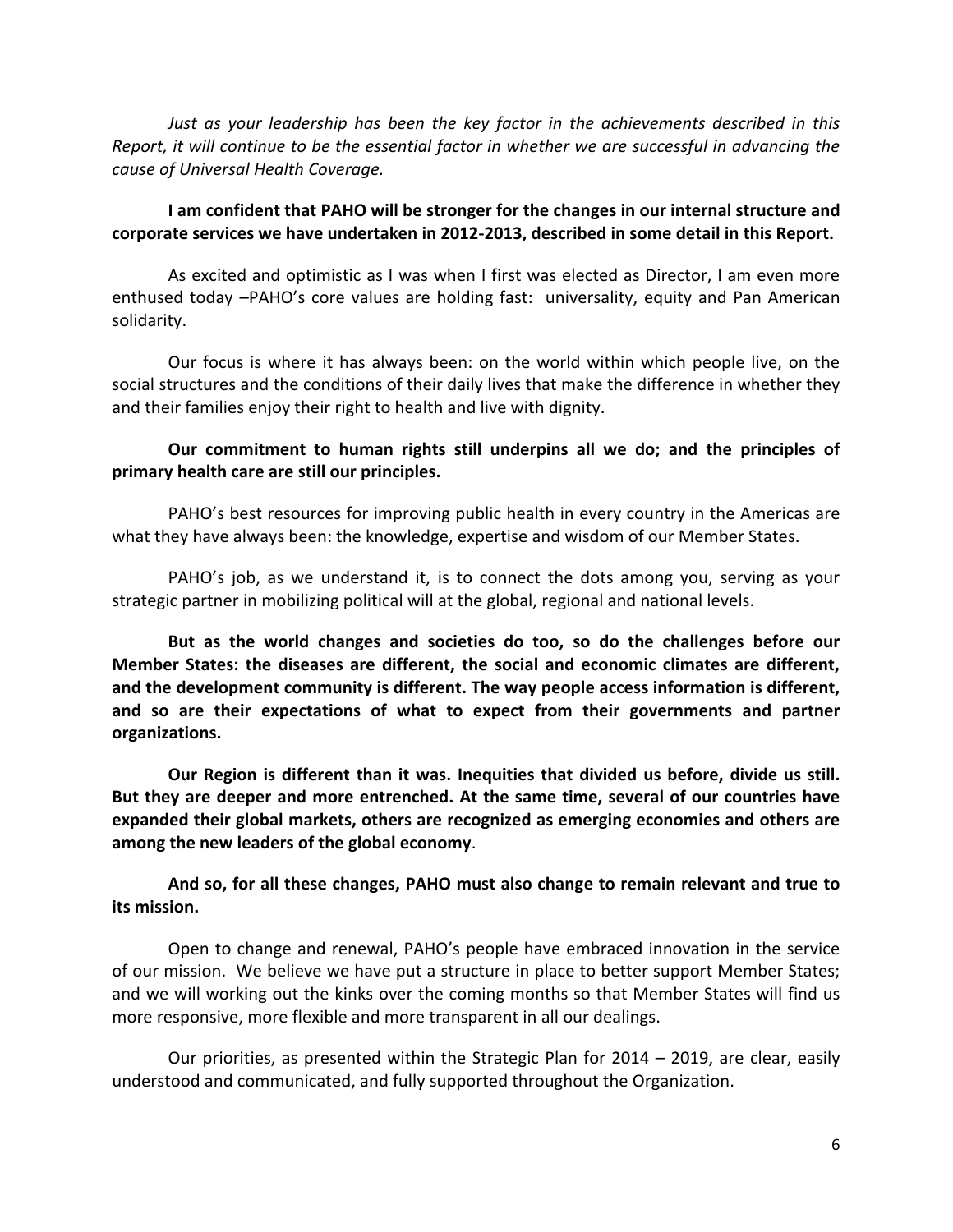*Just as your leadership has been the key factor in the achievements described in this Report, it will continue to be the essential factor in whether we are successful in advancing the cause of Universal Health Coverage.*

**I am confident that PAHO will be stronger for the changes in our internal structure and corporate services we have undertaken in 2012-2013, described in some detail in this Report.**

As excited and optimistic as I was when I first was elected as Director, I am even more enthused today –PAHO's core values are holding fast: universality, equity and Pan American solidarity.

Our focus is where it has always been: on the world within which people live, on the social structures and the conditions of their daily lives that make the difference in whether they and their families enjoy their right to health and live with dignity.

**Our commitment to human rights still underpins all we do; and the principles of primary health care are still our principles.**

PAHO's best resources for improving public health in every country in the Americas are what they have always been: the knowledge, expertise and wisdom of our Member States.

PAHO's job, as we understand it, is to connect the dots among you, serving as your strategic partner in mobilizing political will at the global, regional and national levels.

**But as the world changes and societies do too, so do the challenges before our Member States: the diseases are different, the social and economic climates are different, and the development community is different. The way people access information is different, and so are their expectations of what to expect from their governments and partner organizations.**

**Our Region is different than it was. Inequities that divided us before, divide us still. But they are deeper and more entrenched. At the same time, several of our countries have expanded their global markets, others are recognized as emerging economies and others are among the new leaders of the global economy**.

**And so, for all these changes, PAHO must also change to remain relevant and true to its mission.**

Open to change and renewal, PAHO's people have embraced innovation in the service of our mission. We believe we have put a structure in place to better support Member States; and we will working out the kinks over the coming months so that Member States will find us more responsive, more flexible and more transparent in all our dealings.

Our priorities, as presented within the Strategic Plan for 2014 – 2019, are clear, easily understood and communicated, and fully supported throughout the Organization.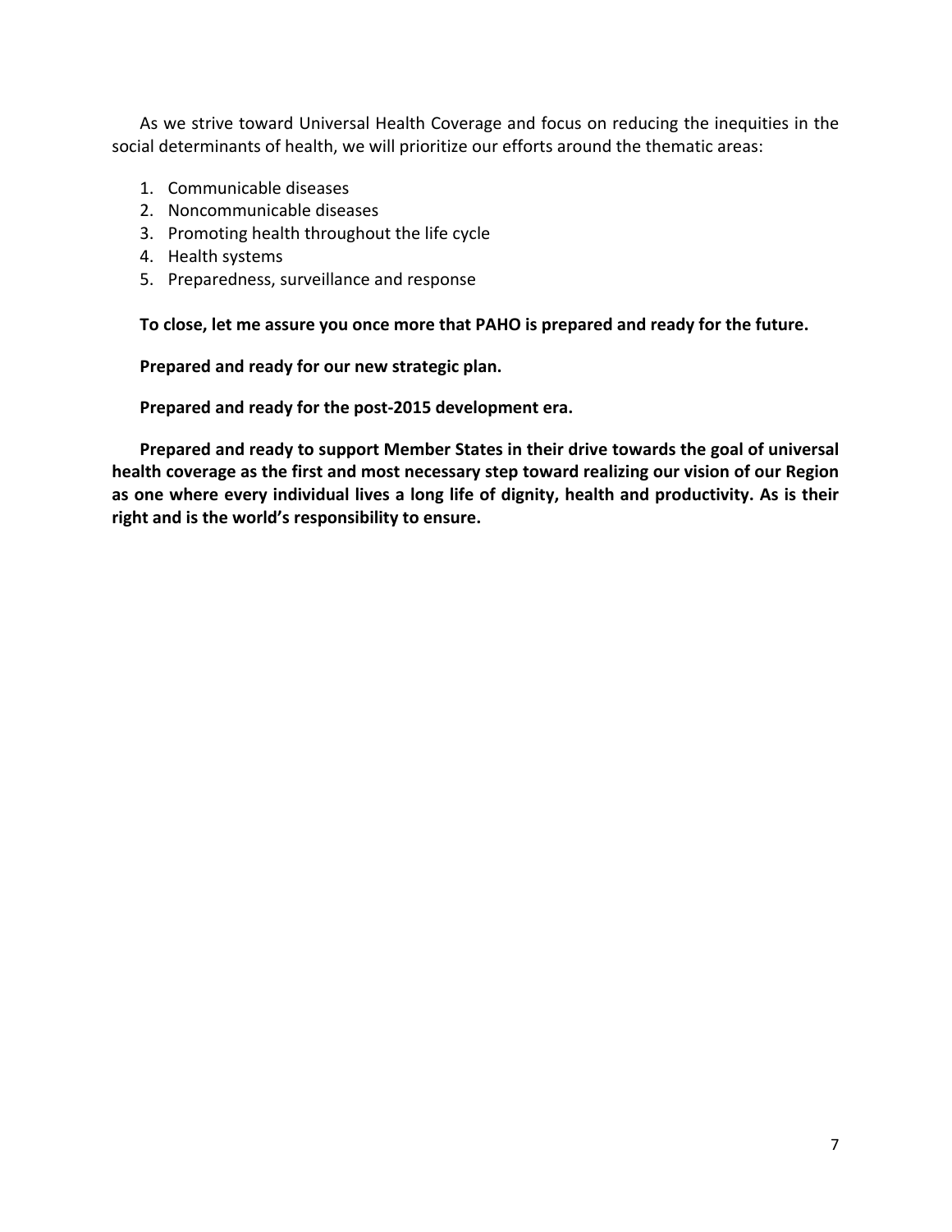As we strive toward Universal Health Coverage and focus on reducing the inequities in the social determinants of health, we will prioritize our efforts around the thematic areas:

1. Communicable diseases
2. Noncommunicable diseases
3. Promoting health throughout the life cycle
4. Health systems
5. Preparedness, surveillance and response

**To close, let me assure you once more that PAHO is prepared and ready for the future.**

**Prepared and ready for our new strategic plan.**

**Prepared and ready for the post-2015 development era.**

**Prepared and ready to support Member States in their drive towards the goal of universal health coverage as the first and most necessary step toward realizing our vision of our Region as one where every individual lives a long life of dignity, health and productivity. As is their right and is the world's responsibility to ensure.**